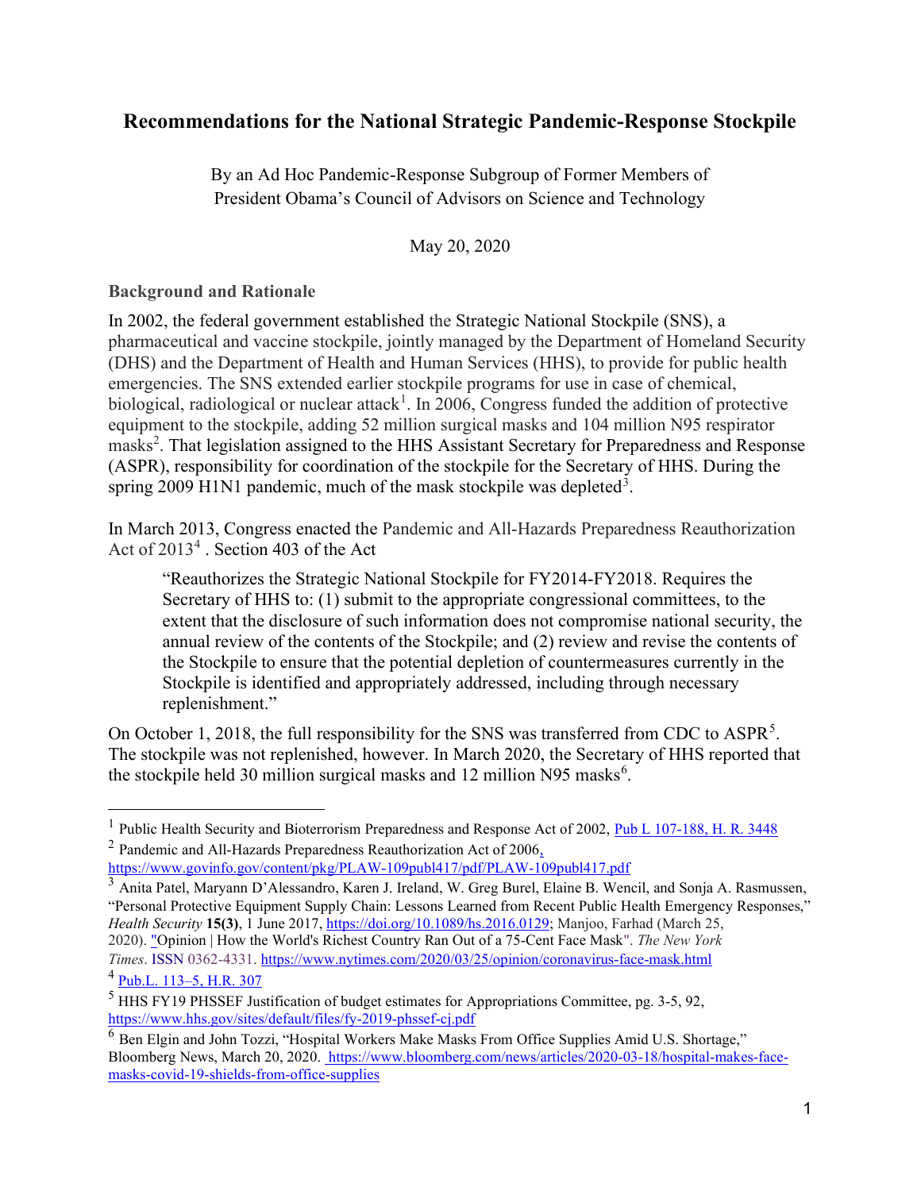# Recommendations for the National Strategic Pandemic-Response Stockpile

By an Ad Hoc Pandemic-Response Subgroup of Former Members of President Obama's Council of Advisors on Science and Technology

May 20, 2020

### Background and Rationale

In 2002, the federal government established the Strategic National Stockpile (SNS), a pharmaceutical and vaccine stockpile, jointly managed by the Department of Homeland Security (DHS) and the Department of Health and Human Services (HHS), to provide for public health emergencies. The SNS extended earlier stockpile programs for use in case of chemical, biological, radiological or nuclear attack[1]. In 2006, Congress funded the addition of protective equipment to the stockpile, adding 52 million surgical masks and 104 million N95 respirator masks[2]. That legislation assigned to the HHS Assistant Secretary for Preparedness and Response (ASPR), responsibility for coordination of the stockpile for the Secretary of HHS. During the spring 2009 H1N1 pandemic, much of the mask stockpile was depleted[3].

In March 2013, Congress enacted the Pandemic and All-Hazards Preparedness Reauthorization Act of 2013[4] . Section 403 of the Act

> "Reauthorizes the Strategic National Stockpile for FY2014-FY2018. Requires the Secretary of HHS to: (1) submit to the appropriate congressional committees, to the extent that the disclosure of such information does not compromise national security, the annual review of the contents of the Stockpile; and (2) review and revise the contents of the Stockpile to ensure that the potential depletion of countermeasures currently in the Stockpile is identified and appropriately addressed, including through necessary replenishment."

On October 1, 2018, the full responsibility for the SNS was transferred from CDC to ASPR[5]. The stockpile was not replenished, however. In March 2020, the Secretary of HHS reported that the stockpile held 30 million surgical masks and 12 million N95 masks[6].

---

[1] Public Health Security and Bioterrorism Preparedness and Response Act of 2002, Pub L 107-188, H. R. 3448

[2] Pandemic and All-Hazards Preparedness Reauthorization Act of 2006, https://www.govinfo.gov/content/pkg/PLAW-109publ417/pdf/PLAW-109publ417.pdf

[3] Anita Patel, Maryann D'Alessandro, Karen J. Ireland, W. Greg Burel, Elaine B. Wencil, and Sonja A. Rasmussen, "Personal Protective Equipment Supply Chain: Lessons Learned from Recent Public Health Emergency Responses," *Health Security* **15(3)**, 1 June 2017, https://doi.org/10.1089/hs.2016.0129; Manjoo, Farhad (March 25, 2020). "Opinion | How the World's Richest Country Ran Out of a 75-Cent Face Mask". *The New York Times*. ISSN 0362-4331. https://www.nytimes.com/2020/03/25/opinion/coronavirus-face-mask.html

[4] Pub.L. 113–5, H.R. 307

[5] HHS FY19 PHSSEF Justification of budget estimates for Appropriations Committee, pg. 3-5, 92, https://www.hhs.gov/sites/default/files/fy-2019-phssef-cj.pdf

[6] Ben Elgin and John Tozzi, "Hospital Workers Make Masks From Office Supplies Amid U.S. Shortage," Bloomberg News, March 20, 2020. https://www.bloomberg.com/news/articles/2020-03-18/hospital-makes-face-masks-covid-19-shields-from-office-supplies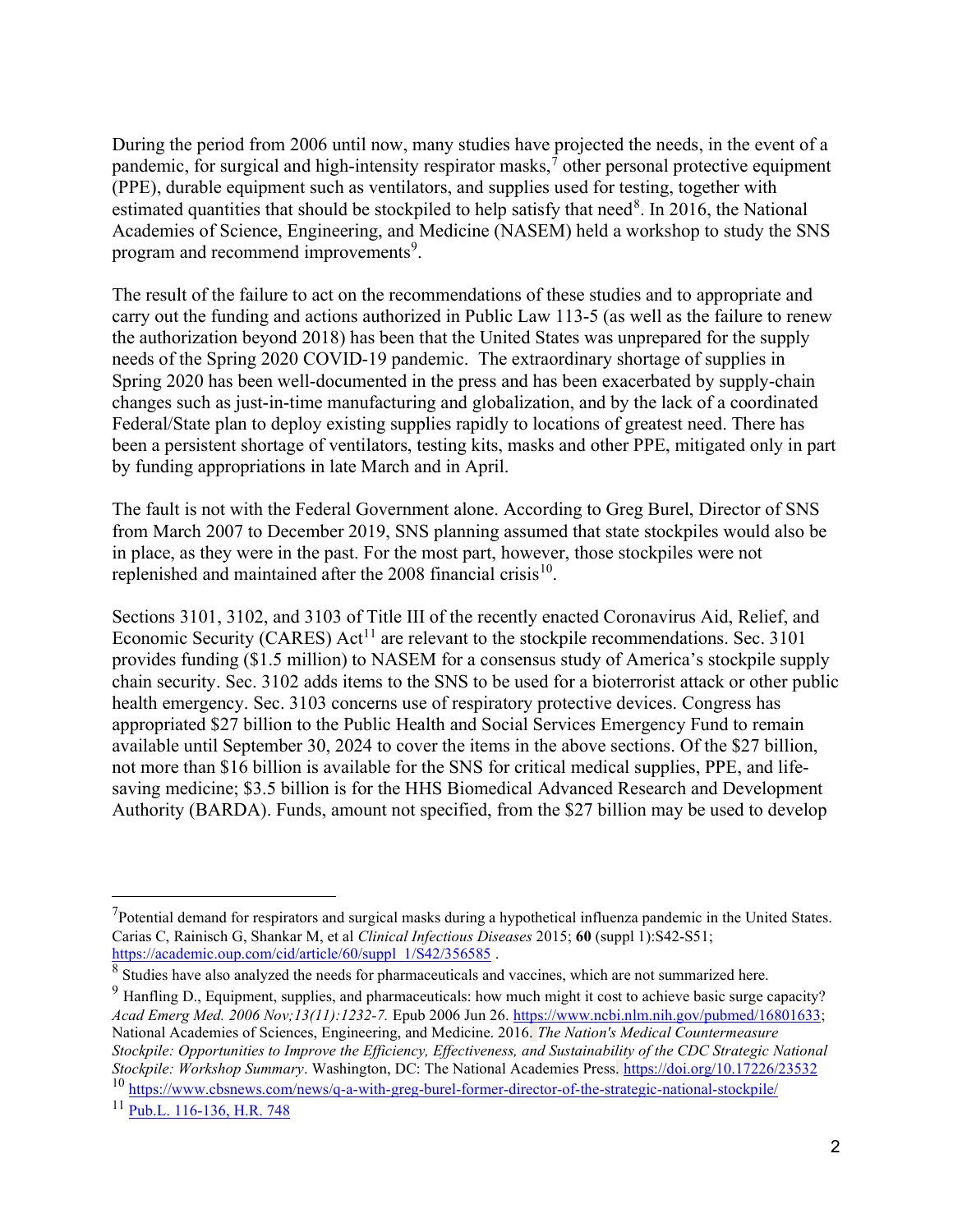During the period from 2006 until now, many studies have projected the needs, in the event of a pandemic, for surgical and high-intensity respirator masks,[7] other personal protective equipment (PPE), durable equipment such as ventilators, and supplies used for testing, together with estimated quantities that should be stockpiled to help satisfy that need[8]. In 2016, the National Academies of Science, Engineering, and Medicine (NASEM) held a workshop to study the SNS program and recommend improvements[9].

The result of the failure to act on the recommendations of these studies and to appropriate and carry out the funding and actions authorized in Public Law 113-5 (as well as the failure to renew the authorization beyond 2018) has been that the United States was unprepared for the supply needs of the Spring 2020 COVID-19 pandemic. The extraordinary shortage of supplies in Spring 2020 has been well-documented in the press and has been exacerbated by supply-chain changes such as just-in-time manufacturing and globalization, and by the lack of a coordinated Federal/State plan to deploy existing supplies rapidly to locations of greatest need. There has been a persistent shortage of ventilators, testing kits, masks and other PPE, mitigated only in part by funding appropriations in late March and in April.

The fault is not with the Federal Government alone. According to Greg Burel, Director of SNS from March 2007 to December 2019, SNS planning assumed that state stockpiles would also be in place, as they were in the past. For the most part, however, those stockpiles were not replenished and maintained after the 2008 financial crisis[10].

Sections 3101, 3102, and 3103 of Title III of the recently enacted Coronavirus Aid, Relief, and Economic Security (CARES) Act[11] are relevant to the stockpile recommendations. Sec. 3101 provides funding ($1.5 million) to NASEM for a consensus study of America's stockpile supply chain security. Sec. 3102 adds items to the SNS to be used for a bioterrorist attack or other public health emergency. Sec. 3103 concerns use of respiratory protective devices. Congress has appropriated $27 billion to the Public Health and Social Services Emergency Fund to remain available until September 30, 2024 to cover the items in the above sections. Of the $27 billion, not more than $16 billion is available for the SNS for critical medical supplies, PPE, and life-saving medicine; $3.5 billion is for the HHS Biomedical Advanced Research and Development Authority (BARDA). Funds, amount not specified, from the $27 billion may be used to develop

---

[7] Potential demand for respirators and surgical masks during a hypothetical influenza pandemic in the United States. Carias C, Rainisch G, Shankar M, et al *Clinical Infectious Diseases* 2015; **60** (suppl 1):S42-S51; https://academic.oup.com/cid/article/60/suppl_1/S42/356585 .

[8] Studies have also analyzed the needs for pharmaceuticals and vaccines, which are not summarized here.

[9] Hanfling D., Equipment, supplies, and pharmaceuticals: how much might it cost to achieve basic surge capacity? *Acad Emerg Med. 2006 Nov;13(11):1232-7.* Epub 2006 Jun 26. https://www.ncbi.nlm.nih.gov/pubmed/16801633; National Academies of Sciences, Engineering, and Medicine. 2016. *The Nation's Medical Countermeasure Stockpile: Opportunities to Improve the Efficiency, Effectiveness, and Sustainability of the CDC Strategic National Stockpile: Workshop Summary*. Washington, DC: The National Academies Press. https://doi.org/10.17226/23532

[10] https://www.cbsnews.com/news/q-a-with-greg-burel-former-director-of-the-strategic-national-stockpile/

[11] Pub.L. 116-136, H.R. 748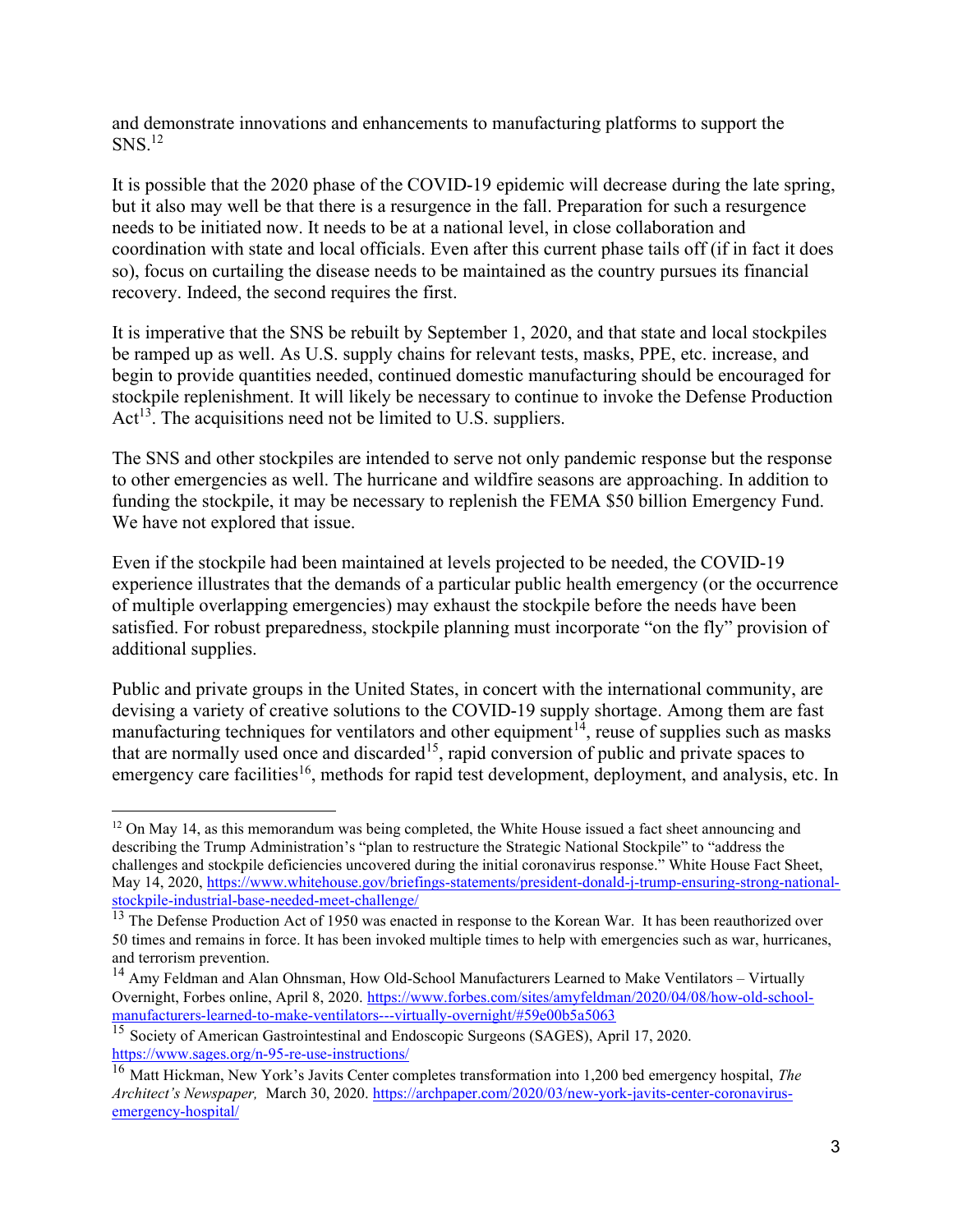and demonstrate innovations and enhancements to manufacturing platforms to support the SNS.[12]

It is possible that the 2020 phase of the COVID-19 epidemic will decrease during the late spring, but it also may well be that there is a resurgence in the fall. Preparation for such a resurgence needs to be initiated now. It needs to be at a national level, in close collaboration and coordination with state and local officials. Even after this current phase tails off (if in fact it does so), focus on curtailing the disease needs to be maintained as the country pursues its financial recovery. Indeed, the second requires the first.

It is imperative that the SNS be rebuilt by September 1, 2020, and that state and local stockpiles be ramped up as well. As U.S. supply chains for relevant tests, masks, PPE, etc. increase, and begin to provide quantities needed, continued domestic manufacturing should be encouraged for stockpile replenishment. It will likely be necessary to continue to invoke the Defense Production Act[13]. The acquisitions need not be limited to U.S. suppliers.

The SNS and other stockpiles are intended to serve not only pandemic response but the response to other emergencies as well. The hurricane and wildfire seasons are approaching. In addition to funding the stockpile, it may be necessary to replenish the FEMA $50 billion Emergency Fund. We have not explored that issue.

Even if the stockpile had been maintained at levels projected to be needed, the COVID-19 experience illustrates that the demands of a particular public health emergency (or the occurrence of multiple overlapping emergencies) may exhaust the stockpile before the needs have been satisfied. For robust preparedness, stockpile planning must incorporate "on the fly" provision of additional supplies.

Public and private groups in the United States, in concert with the international community, are devising a variety of creative solutions to the COVID-19 supply shortage. Among them are fast manufacturing techniques for ventilators and other equipment[14], reuse of supplies such as masks that are normally used once and discarded[15], rapid conversion of public and private spaces to emergency care facilities[16], methods for rapid test development, deployment, and analysis, etc. In

---

[12] On May 14, as this memorandum was being completed, the White House issued a fact sheet announcing and describing the Trump Administration's "plan to restructure the Strategic National Stockpile" to "address the challenges and stockpile deficiencies uncovered during the initial coronavirus response." White House Fact Sheet, May 14, 2020, https://www.whitehouse.gov/briefings-statements/president-donald-j-trump-ensuring-strong-national-stockpile-industrial-base-needed-meet-challenge/

[13] The Defense Production Act of 1950 was enacted in response to the Korean War. It has been reauthorized over 50 times and remains in force. It has been invoked multiple times to help with emergencies such as war, hurricanes, and terrorism prevention.

[14] Amy Feldman and Alan Ohnsman, How Old-School Manufacturers Learned to Make Ventilators – Virtually Overnight, Forbes online, April 8, 2020. https://www.forbes.com/sites/amyfeldman/2020/04/08/how-old-school-manufacturers-learned-to-make-ventilators---virtually-overnight/#59e00b5a5063

[15] Society of American Gastrointestinal and Endoscopic Surgeons (SAGES), April 17, 2020. https://www.sages.org/n-95-re-use-instructions/

[16] Matt Hickman, New York's Javits Center completes transformation into 1,200 bed emergency hospital, *The Architect's Newspaper,* March 30, 2020. https://archpaper.com/2020/03/new-york-javits-center-coronavirus-emergency-hospital/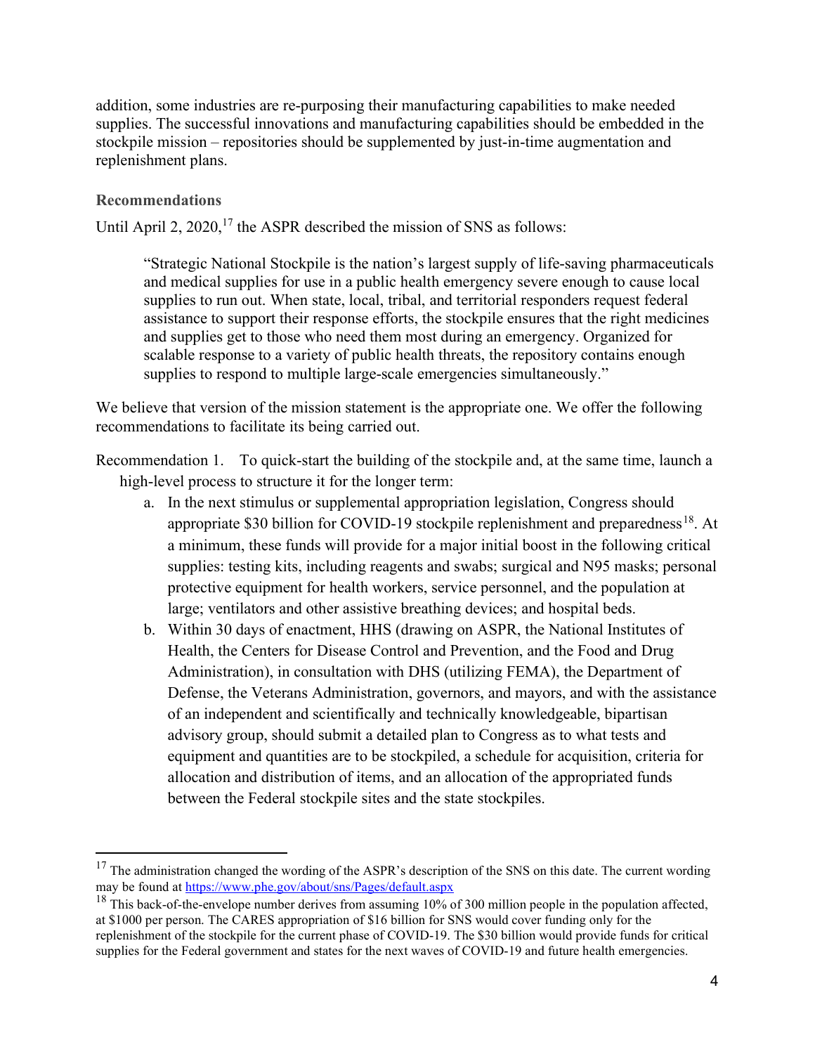addition, some industries are re-purposing their manufacturing capabilities to make needed supplies. The successful innovations and manufacturing capabilities should be embedded in the stockpile mission – repositories should be supplemented by just-in-time augmentation and replenishment plans.

### Recommendations

Until April 2, 2020,[17] the ASPR described the mission of SNS as follows:

> "Strategic National Stockpile is the nation's largest supply of life-saving pharmaceuticals and medical supplies for use in a public health emergency severe enough to cause local supplies to run out. When state, local, tribal, and territorial responders request federal assistance to support their response efforts, the stockpile ensures that the right medicines and supplies get to those who need them most during an emergency. Organized for scalable response to a variety of public health threats, the repository contains enough supplies to respond to multiple large-scale emergencies simultaneously."

We believe that version of the mission statement is the appropriate one. We offer the following recommendations to facilitate its being carried out.

Recommendation 1. To quick-start the building of the stockpile and, at the same time, launch a high-level process to structure it for the longer term:

a. In the next stimulus or supplemental appropriation legislation, Congress should appropriate $30 billion for COVID-19 stockpile replenishment and preparedness[18]. At a minimum, these funds will provide for a major initial boost in the following critical supplies: testing kits, including reagents and swabs; surgical and N95 masks; personal protective equipment for health workers, service personnel, and the population at large; ventilators and other assistive breathing devices; and hospital beds.

b. Within 30 days of enactment, HHS (drawing on ASPR, the National Institutes of Health, the Centers for Disease Control and Prevention, and the Food and Drug Administration), in consultation with DHS (utilizing FEMA), the Department of Defense, the Veterans Administration, governors, and mayors, and with the assistance of an independent and scientifically and technically knowledgeable, bipartisan advisory group, should submit a detailed plan to Congress as to what tests and equipment and quantities are to be stockpiled, a schedule for acquisition, criteria for allocation and distribution of items, and an allocation of the appropriated funds between the Federal stockpile sites and the state stockpiles.

---

[17] The administration changed the wording of the ASPR's description of the SNS on this date. The current wording may be found at https://www.phe.gov/about/sns/Pages/default.aspx

[18] This back-of-the-envelope number derives from assuming 10% of 300 million people in the population affected, at $1000 per person. The CARES appropriation of $16 billion for SNS would cover funding only for the replenishment of the stockpile for the current phase of COVID-19. The $30 billion would provide funds for critical supplies for the Federal government and states for the next waves of COVID-19 and future health emergencies.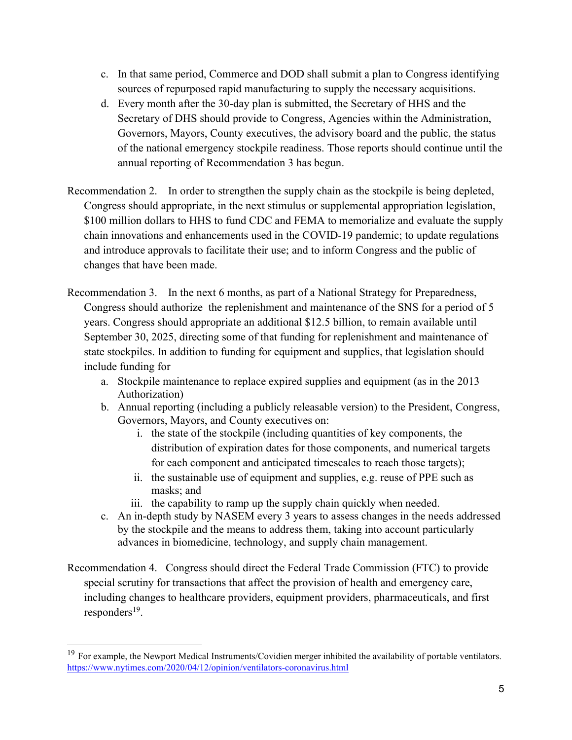c. In that same period, Commerce and DOD shall submit a plan to Congress identifying sources of repurposed rapid manufacturing to supply the necessary acquisitions.

d. Every month after the 30-day plan is submitted, the Secretary of HHS and the Secretary of DHS should provide to Congress, Agencies within the Administration, Governors, Mayors, County executives, the advisory board and the public, the status of the national emergency stockpile readiness. Those reports should continue until the annual reporting of Recommendation 3 has begun.

Recommendation 2. In order to strengthen the supply chain as the stockpile is being depleted, Congress should appropriate, in the next stimulus or supplemental appropriation legislation, $100 million dollars to HHS to fund CDC and FEMA to memorialize and evaluate the supply chain innovations and enhancements used in the COVID-19 pandemic; to update regulations and introduce approvals to facilitate their use; and to inform Congress and the public of changes that have been made.

Recommendation 3. In the next 6 months, as part of a National Strategy for Preparedness, Congress should authorize the replenishment and maintenance of the SNS for a period of 5 years. Congress should appropriate an additional $12.5 billion, to remain available until September 30, 2025, directing some of that funding for replenishment and maintenance of state stockpiles. In addition to funding for equipment and supplies, that legislation should include funding for

a. Stockpile maintenance to replace expired supplies and equipment (as in the 2013 Authorization)
b. Annual reporting (including a publicly releasable version) to the President, Congress, Governors, Mayors, and County executives on:
    i. the state of the stockpile (including quantities of key components, the distribution of expiration dates for those components, and numerical targets for each component and anticipated timescales to reach those targets);
    ii. the sustainable use of equipment and supplies, e.g. reuse of PPE such as masks; and
    iii. the capability to ramp up the supply chain quickly when needed.
c. An in-depth study by NASEM every 3 years to assess changes in the needs addressed by the stockpile and the means to address them, taking into account particularly advances in biomedicine, technology, and supply chain management.

Recommendation 4. Congress should direct the Federal Trade Commission (FTC) to provide special scrutiny for transactions that affect the provision of health and emergency care, including changes to healthcare providers, equipment providers, pharmaceuticals, and first responders[19].

---

[19] For example, the Newport Medical Instruments/Covidien merger inhibited the availability of portable ventilators. https://www.nytimes.com/2020/04/12/opinion/ventilators-coronavirus.html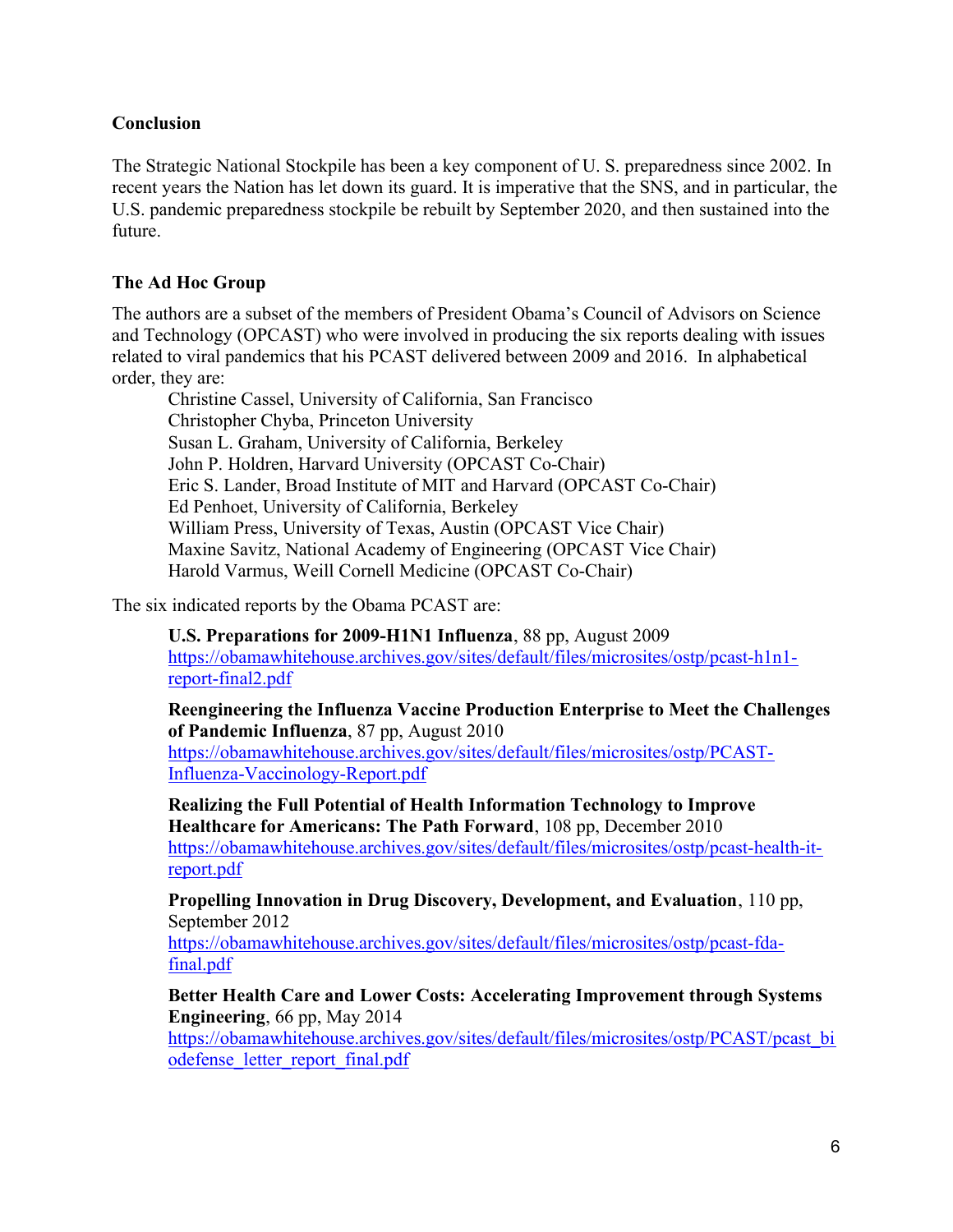## Conclusion

The Strategic National Stockpile has been a key component of U. S. preparedness since 2002. In recent years the Nation has let down its guard. It is imperative that the SNS, and in particular, the U.S. pandemic preparedness stockpile be rebuilt by September 2020, and then sustained into the future.

## The Ad Hoc Group

The authors are a subset of the members of President Obama's Council of Advisors on Science and Technology (OPCAST) who were involved in producing the six reports dealing with issues related to viral pandemics that his PCAST delivered between 2009 and 2016. In alphabetical order, they are:

Christine Cassel, University of California, San Francisco
Christopher Chyba, Princeton University
Susan L. Graham, University of California, Berkeley
John P. Holdren, Harvard University (OPCAST Co-Chair)
Eric S. Lander, Broad Institute of MIT and Harvard (OPCAST Co-Chair)
Ed Penhoet, University of California, Berkeley
William Press, University of Texas, Austin (OPCAST Vice Chair)
Maxine Savitz, National Academy of Engineering (OPCAST Vice Chair)
Harold Varmus, Weill Cornell Medicine (OPCAST Co-Chair)

The six indicated reports by the Obama PCAST are:

**U.S. Preparations for 2009-H1N1 Influenza**, 88 pp, August 2009
https://obamawhitehouse.archives.gov/sites/default/files/microsites/ostp/pcast-h1n1-report-final2.pdf

**Reengineering the Influenza Vaccine Production Enterprise to Meet the Challenges of Pandemic Influenza**, 87 pp, August 2010
https://obamawhitehouse.archives.gov/sites/default/files/microsites/ostp/PCAST-Influenza-Vaccinology-Report.pdf

**Realizing the Full Potential of Health Information Technology to Improve Healthcare for Americans: The Path Forward**, 108 pp, December 2010
https://obamawhitehouse.archives.gov/sites/default/files/microsites/ostp/pcast-health-it-report.pdf

**Propelling Innovation in Drug Discovery, Development, and Evaluation**, 110 pp, September 2012
https://obamawhitehouse.archives.gov/sites/default/files/microsites/ostp/pcast-fda-final.pdf

**Better Health Care and Lower Costs: Accelerating Improvement through Systems Engineering**, 66 pp, May 2014
https://obamawhitehouse.archives.gov/sites/default/files/microsites/ostp/PCAST/pcast_biodefense_letter_report_final.pdf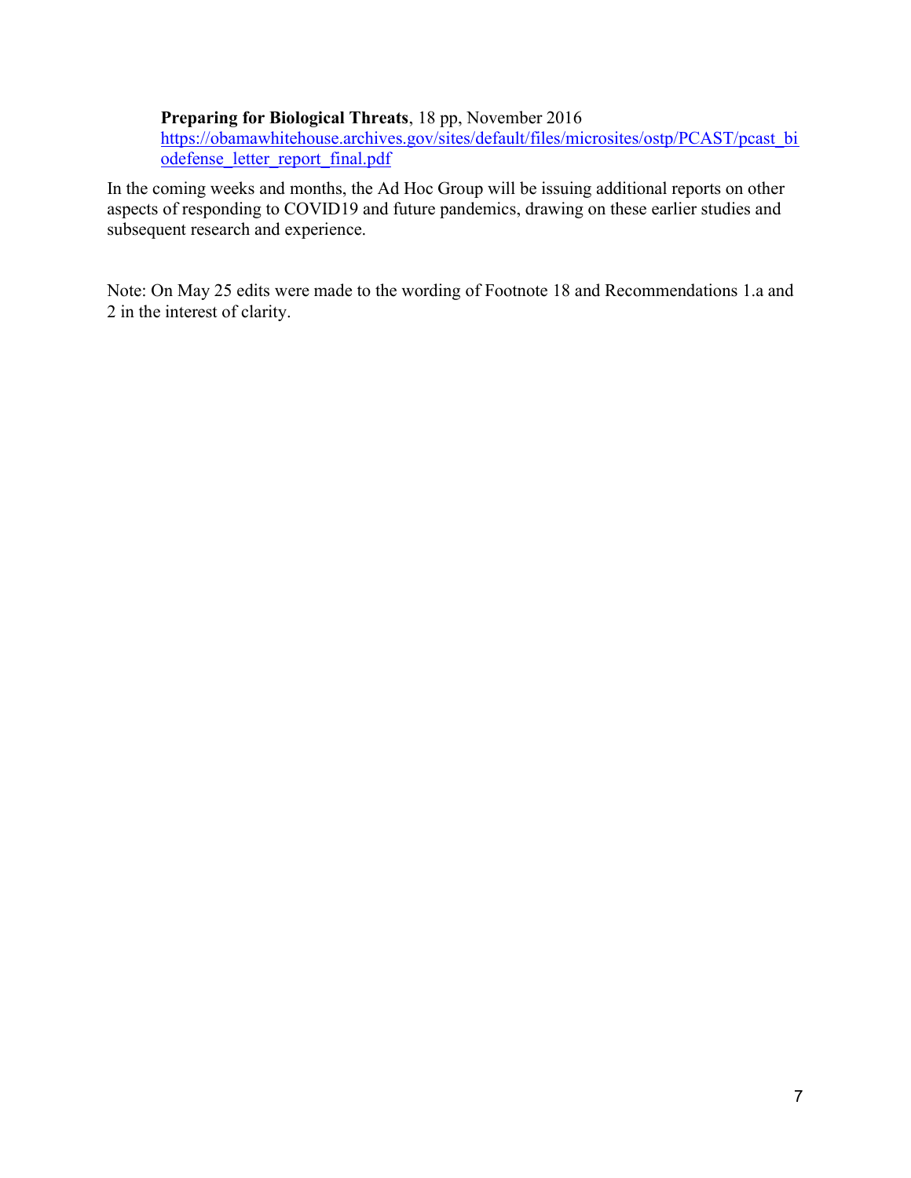**Preparing for Biological Threats**, 18 pp, November 2016
[https://obamawhitehouse.archives.gov/sites/default/files/microsites/ostp/PCAST/pcast_biodefense_letter_report_final.pdf](https://obamawhitehouse.archives.gov/sites/default/files/microsites/ostp/PCAST/pcast_biodefense_letter_report_final.pdf)

In the coming weeks and months, the Ad Hoc Group will be issuing additional reports on other aspects of responding to COVID19 and future pandemics, drawing on these earlier studies and subsequent research and experience.

Note: On May 25 edits were made to the wording of Footnote 18 and Recommendations 1.a and 2 in the interest of clarity.